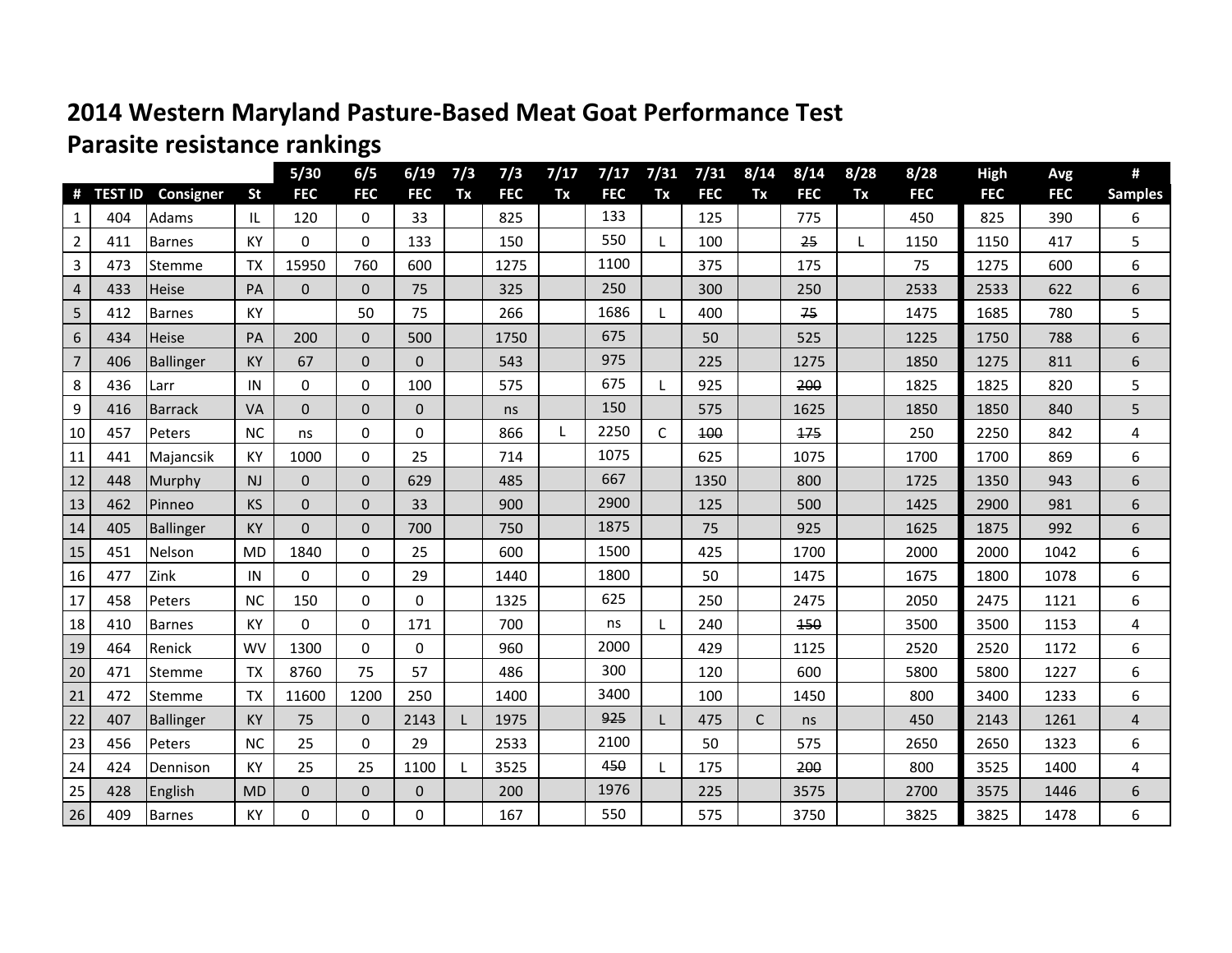# 2014 Western Maryland Pasture-Based Meat Goat Performance Test

## Parasite resistance rankings

| # | TEST ID | Consigner | St | 5/30 FEC | 6/5 FEC | 6/19 FEC | 7/3 Tx | 7/3 FEC | 7/17 Tx | 7/17 FEC | 7/31 Tx | 7/31 FEC | 8/14 Tx | 8/14 FEC | 8/28 Tx | 8/28 FEC | High FEC | Avg FEC | # Samples |
|---|---|---|---|---|---|---|---|---|---|---|---|---|---|---|---|---|---|---|---|
| 1 | 404 | Adams | IL | 120 | 0 | 33 | | 825 | | 133 | | 125 | | 775 | | 450 | 825 | 390 | 6 |
| 2 | 411 | Barnes | KY | 0 | 0 | 133 | | 150 | | 550 | L | 100 | | ~~25~~ | L | 1150 | 1150 | 417 | 5 |
| 3 | 473 | Stemme | TX | 15950 | 760 | 600 | | 1275 | | 1100 | | 375 | | 175 | | 75 | 1275 | 600 | 6 |
| 4 | 433 | Heise | PA | 0 | 0 | 75 | | 325 | | 250 | | 300 | | 250 | | 2533 | 2533 | 622 | 6 |
| 5 | 412 | Barnes | KY | | 50 | 75 | | 266 | | 1686 | L | 400 | | ~~75~~ | | 1475 | 1685 | 780 | 5 |
| 6 | 434 | Heise | PA | 200 | 0 | 500 | | 1750 | | 675 | | 50 | | 525 | | 1225 | 1750 | 788 | 6 |
| 7 | 406 | Ballinger | KY | 67 | 0 | 0 | | 543 | | 975 | | 225 | | 1275 | | 1850 | 1275 | 811 | 6 |
| 8 | 436 | Larr | IN | 0 | 0 | 100 | | 575 | | 675 | L | 925 | | ~~200~~ | | 1825 | 1825 | 820 | 5 |
| 9 | 416 | Barrack | VA | 0 | 0 | 0 | | ns | | 150 | | 575 | | 1625 | | 1850 | 1850 | 840 | 5 |
| 10 | 457 | Peters | NC | ns | 0 | 0 | | 866 | L | 2250 | C | ~~100~~ | | ~~175~~ | | 250 | 2250 | 842 | 4 |
| 11 | 441 | Majancsik | KY | 1000 | 0 | 25 | | 714 | | 1075 | | 625 | | 1075 | | 1700 | 1700 | 869 | 6 |
| 12 | 448 | Murphy | NJ | 0 | 0 | 629 | | 485 | | 667 | | 1350 | | 800 | | 1725 | 1350 | 943 | 6 |
| 13 | 462 | Pinneo | KS | 0 | 0 | 33 | | 900 | | 2900 | | 125 | | 500 | | 1425 | 2900 | 981 | 6 |
| 14 | 405 | Ballinger | KY | 0 | 0 | 700 | | 750 | | 1875 | | 75 | | 925 | | 1625 | 1875 | 992 | 6 |
| 15 | 451 | Nelson | MD | 1840 | 0 | 25 | | 600 | | 1500 | | 425 | | 1700 | | 2000 | 2000 | 1042 | 6 |
| 16 | 477 | Zink | IN | 0 | 0 | 29 | | 1440 | | 1800 | | 50 | | 1475 | | 1675 | 1800 | 1078 | 6 |
| 17 | 458 | Peters | NC | 150 | 0 | 0 | | 1325 | | 625 | | 250 | | 2475 | | 2050 | 2475 | 1121 | 6 |
| 18 | 410 | Barnes | KY | 0 | 0 | 171 | | 700 | | ns | L | 240 | | ~~150~~ | | 3500 | 3500 | 1153 | 4 |
| 19 | 464 | Renick | WV | 1300 | 0 | 0 | | 960 | | 2000 | | 429 | | 1125 | | 2520 | 2520 | 1172 | 6 |
| 20 | 471 | Stemme | TX | 8760 | 75 | 57 | | 486 | | 300 | | 120 | | 600 | | 5800 | 5800 | 1227 | 6 |
| 21 | 472 | Stemme | TX | 11600 | 1200 | 250 | | 1400 | | 3400 | | 100 | | 1450 | | 800 | 3400 | 1233 | 6 |
| 22 | 407 | Ballinger | KY | 75 | 0 | 2143 | L | 1975 | | ~~925~~ | L | 475 | C | ns | | 450 | 2143 | 1261 | 4 |
| 23 | 456 | Peters | NC | 25 | 0 | 29 | | 2533 | | 2100 | | 50 | | 575 | | 2650 | 2650 | 1323 | 6 |
| 24 | 424 | Dennison | KY | 25 | 25 | 1100 | L | 3525 | | ~~450~~ | L | 175 | | ~~200~~ | | 800 | 3525 | 1400 | 4 |
| 25 | 428 | English | MD | 0 | 0 | 0 | | 200 | | 1976 | | 225 | | 3575 | | 2700 | 3575 | 1446 | 6 |
| 26 | 409 | Barnes | KY | 0 | 0 | 0 | | 167 | | 550 | | 575 | | 3750 | | 3825 | 3825 | 1478 | 6 |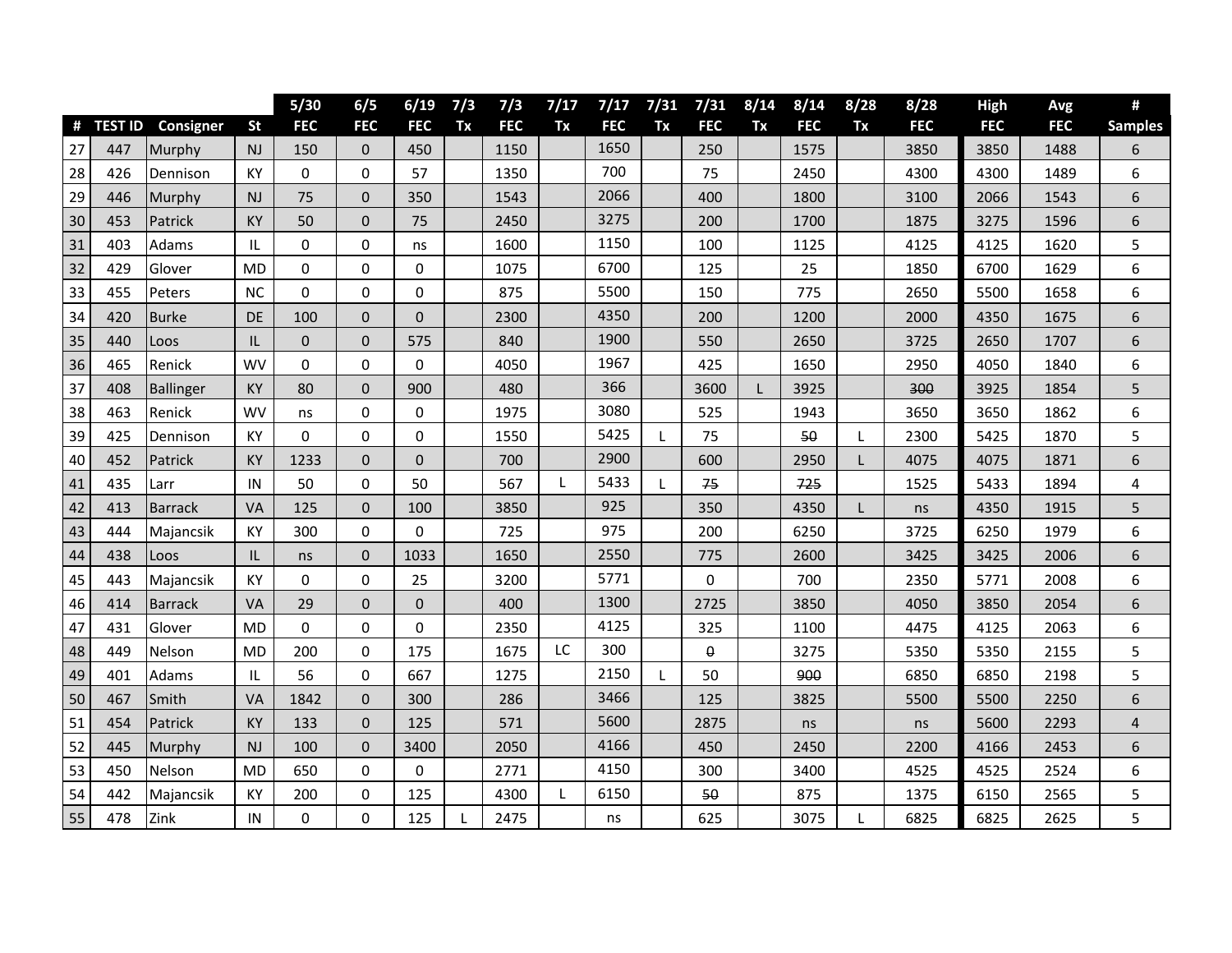| # | TEST ID | Consigner | St | 5/30 FEC | 6/5 FEC | 6/19 FEC | 7/3 Tx | 7/3 FEC | 7/17 Tx | 7/17 FEC | 7/31 Tx | 7/31 FEC | 8/14 Tx | 8/14 FEC | 8/28 Tx | 8/28 FEC | High FEC | Avg FEC | # Samples |
|---|---|---|---|---|---|---|---|---|---|---|---|---|---|---|---|---|---|---|---|
| 27 | 447 | Murphy | NJ | 150 | 0 | 450 | | 1150 | | 1650 | | 250 | | 1575 | | 3850 | 3850 | 1488 | 6 |
| 28 | 426 | Dennison | KY | 0 | 0 | 57 | | 1350 | | 700 | | 75 | | 2450 | | 4300 | 4300 | 1489 | 6 |
| 29 | 446 | Murphy | NJ | 75 | 0 | 350 | | 1543 | | 2066 | | 400 | | 1800 | | 3100 | 2066 | 1543 | 6 |
| 30 | 453 | Patrick | KY | 50 | 0 | 75 | | 2450 | | 3275 | | 200 | | 1700 | | 1875 | 3275 | 1596 | 6 |
| 31 | 403 | Adams | IL | 0 | 0 | ns | | 1600 | | 1150 | | 100 | | 1125 | | 4125 | 4125 | 1620 | 5 |
| 32 | 429 | Glover | MD | 0 | 0 | 0 | | 1075 | | 6700 | | 125 | | 25 | | 1850 | 6700 | 1629 | 6 |
| 33 | 455 | Peters | NC | 0 | 0 | 0 | | 875 | | 5500 | | 150 | | 775 | | 2650 | 5500 | 1658 | 6 |
| 34 | 420 | Burke | DE | 100 | 0 | 0 | | 2300 | | 4350 | | 200 | | 1200 | | 2000 | 4350 | 1675 | 6 |
| 35 | 440 | Loos | IL | 0 | 0 | 575 | | 840 | | 1900 | | 550 | | 2650 | | 3725 | 2650 | 1707 | 6 |
| 36 | 465 | Renick | WV | 0 | 0 | 0 | | 4050 | | 1967 | | 425 | | 1650 | | 2950 | 4050 | 1840 | 6 |
| 37 | 408 | Ballinger | KY | 80 | 0 | 900 | | 480 | | 366 | | 3600 | L | 3925 | | ~~300~~ | 3925 | 1854 | 5 |
| 38 | 463 | Renick | WV | ns | 0 | 0 | | 1975 | | 3080 | | 525 | | 1943 | | 3650 | 3650 | 1862 | 6 |
| 39 | 425 | Dennison | KY | 0 | 0 | 0 | | 1550 | | 5425 | L | 75 | | ~~50~~ | L | 2300 | 5425 | 1870 | 5 |
| 40 | 452 | Patrick | KY | 1233 | 0 | 0 | | 700 | | 2900 | | 600 | | 2950 | L | 4075 | 4075 | 1871 | 6 |
| 41 | 435 | Larr | IN | 50 | 0 | 50 | | 567 | L | 5433 | L | ~~75~~ | | ~~725~~ | | 1525 | 5433 | 1894 | 4 |
| 42 | 413 | Barrack | VA | 125 | 0 | 100 | | 3850 | | 925 | | 350 | | 4350 | L | ns | 4350 | 1915 | 5 |
| 43 | 444 | Majancsik | KY | 300 | 0 | 0 | | 725 | | 975 | | 200 | | 6250 | | 3725 | 6250 | 1979 | 6 |
| 44 | 438 | Loos | IL | ns | 0 | 1033 | | 1650 | | 2550 | | 775 | | 2600 | | 3425 | 3425 | 2006 | 6 |
| 45 | 443 | Majancsik | KY | 0 | 0 | 25 | | 3200 | | 5771 | | 0 | | 700 | | 2350 | 5771 | 2008 | 6 |
| 46 | 414 | Barrack | VA | 29 | 0 | 0 | | 400 | | 1300 | | 2725 | | 3850 | | 4050 | 3850 | 2054 | 6 |
| 47 | 431 | Glover | MD | 0 | 0 | 0 | | 2350 | | 4125 | | 325 | | 1100 | | 4475 | 4125 | 2063 | 6 |
| 48 | 449 | Nelson | MD | 200 | 0 | 175 | | 1675 | LC | 300 | | ~~0~~ | | 3275 | | 5350 | 5350 | 2155 | 5 |
| 49 | 401 | Adams | IL | 56 | 0 | 667 | | 1275 | | 2150 | L | 50 | | ~~900~~ | | 6850 | 6850 | 2198 | 5 |
| 50 | 467 | Smith | VA | 1842 | 0 | 300 | | 286 | | 3466 | | 125 | | 3825 | | 5500 | 5500 | 2250 | 6 |
| 51 | 454 | Patrick | KY | 133 | 0 | 125 | | 571 | | 5600 | | 2875 | | ns | | ns | 5600 | 2293 | 4 |
| 52 | 445 | Murphy | NJ | 100 | 0 | 3400 | | 2050 | | 4166 | | 450 | | 2450 | | 2200 | 4166 | 2453 | 6 |
| 53 | 450 | Nelson | MD | 650 | 0 | 0 | | 2771 | | 4150 | | 300 | | 3400 | | 4525 | 4525 | 2524 | 6 |
| 54 | 442 | Majancsik | KY | 200 | 0 | 125 | | 4300 | L | 6150 | | ~~50~~ | | 875 | | 1375 | 6150 | 2565 | 5 |
| 55 | 478 | Zink | IN | 0 | 0 | 125 | L | 2475 | | ns | | 625 | | 3075 | L | 6825 | 6825 | 2625 | 5 |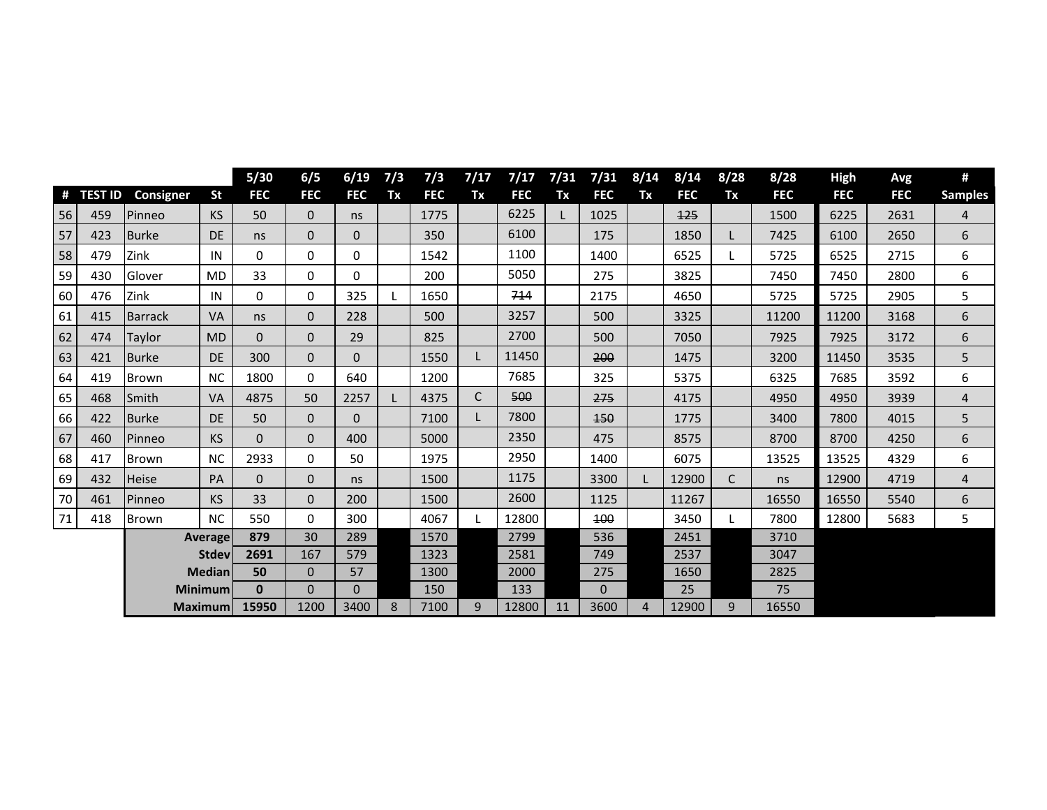| | | | | 5/30 | 6/5 | 6/19 | 7/3 | 7/3 | 7/17 | 7/17 | 7/31 | 7/31 | 8/14 | 8/14 | 8/28 | 8/28 | High | Avg | # |
|---|---|---|---|---|---|---|---|---|---|---|---|---|---|---|---|---|---|---|---|
| # | TEST ID | Consigner | St | FEC | FEC | FEC | Tx | FEC | Tx | FEC | Tx | FEC | Tx | FEC | Tx | FEC | FEC | FEC | Samples |
| 56 | 459 | Pinneo | KS | 50 | 0 | ns | | 1775 | | 6225 | L | 1025 | | ~~125~~ | | 1500 | 6225 | 2631 | 4 |
| 57 | 423 | Burke | DE | ns | 0 | 0 | | 350 | | 6100 | | 175 | | 1850 | L | 7425 | 6100 | 2650 | 6 |
| 58 | 479 | Zink | IN | 0 | 0 | 0 | | 1542 | | 1100 | | 1400 | | 6525 | L | 5725 | 6525 | 2715 | 6 |
| 59 | 430 | Glover | MD | 33 | 0 | 0 | | 200 | | 5050 | | 275 | | 3825 | | 7450 | 7450 | 2800 | 6 |
| 60 | 476 | Zink | IN | 0 | 0 | 325 | L | 1650 | | ~~714~~ | | 2175 | | 4650 | | 5725 | 5725 | 2905 | 5 |
| 61 | 415 | Barrack | VA | ns | 0 | 228 | | 500 | | 3257 | | 500 | | 3325 | | 11200 | 11200 | 3168 | 6 |
| 62 | 474 | Taylor | MD | 0 | 0 | 29 | | 825 | | 2700 | | 500 | | 7050 | | 7925 | 7925 | 3172 | 6 |
| 63 | 421 | Burke | DE | 300 | 0 | 0 | | 1550 | L | 11450 | | ~~200~~ | | 1475 | | 3200 | 11450 | 3535 | 5 |
| 64 | 419 | Brown | NC | 1800 | 0 | 640 | | 1200 | | 7685 | | 325 | | 5375 | | 6325 | 7685 | 3592 | 6 |
| 65 | 468 | Smith | VA | 4875 | 50 | 2257 | L | 4375 | C | ~~500~~ | | ~~275~~ | | 4175 | | 4950 | 4950 | 3939 | 4 |
| 66 | 422 | Burke | DE | 50 | 0 | 0 | | 7100 | L | 7800 | | ~~150~~ | | 1775 | | 3400 | 7800 | 4015 | 5 |
| 67 | 460 | Pinneo | KS | 0 | 0 | 400 | | 5000 | | 2350 | | 475 | | 8575 | | 8700 | 8700 | 4250 | 6 |
| 68 | 417 | Brown | NC | 2933 | 0 | 50 | | 1975 | | 2950 | | 1400 | | 6075 | | 13525 | 13525 | 4329 | 6 |
| 69 | 432 | Heise | PA | 0 | 0 | ns | | 1500 | | 1175 | | 3300 | L | 12900 | C | ns | 12900 | 4719 | 4 |
| 70 | 461 | Pinneo | KS | 33 | 0 | 200 | | 1500 | | 2600 | | 1125 | | 11267 | | 16550 | 16550 | 5540 | 6 |
| 71 | 418 | Brown | NC | 550 | 0 | 300 | | 4067 | L | 12800 | | ~~100~~ | | 3450 | L | 7800 | 12800 | 5683 | 5 |
| | | **Average** | | **879** | 30 | 289 | | 1570 | | 2799 | | 536 | | 2451 | | 3710 | | | |
| | | **Stdev** | | **2691** | 167 | 579 | | 1323 | | 2581 | | 749 | | 2537 | | 3047 | | | |
| | | **Median** | | **50** | 0 | 57 | | 1300 | | 2000 | | 275 | | 1650 | | 2825 | | | |
| | | **Minimum** | | **0** | 0 | 0 | | 150 | | 133 | | 0 | | 25 | | 75 | | | |
| | | **Maximum** | | **15950** | 1200 | 3400 | 8 | 7100 | 9 | 12800 | 11 | 3600 | 4 | 12900 | 9 | 16550 | | | |